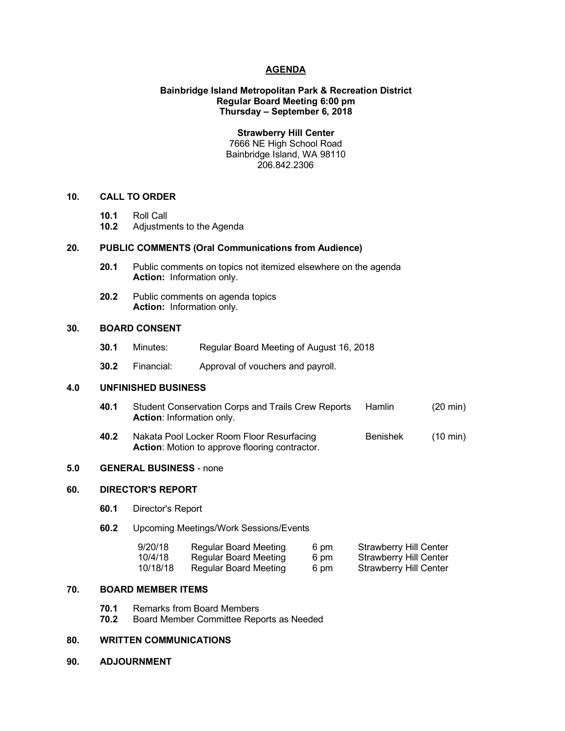# AGENDA

**Bainbridge Island Metropolitan Park & Recreation District**
**Regular Board Meeting 6:00 pm**
**Thursday – September 6, 2018**

**Strawberry Hill Center**
7666 NE High School Road
Bainbridge Island, WA 98110
206.842.2306

## 10. CALL TO ORDER

- **10.1** Roll Call
- **10.2** Adjustments to the Agenda

## 20. PUBLIC COMMENTS (Oral Communications from Audience)

- **20.1** Public comments on topics not itemized elsewhere on the agenda
  **Action:** Information only.
- **20.2** Public comments on agenda topics
  **Action:** Information only.

## 30. BOARD CONSENT

- **30.1** Minutes: Regular Board Meeting of August 16, 2018
- **30.2** Financial: Approval of vouchers and payroll.

## 4.0 UNFINISHED BUSINESS

- **40.1** Student Conservation Corps and Trails Crew Reports — Hamlin (20 min)
  **Action**: Information only.
- **40.2** Nakata Pool Locker Room Floor Resurfacing — Benishek (10 min)
  **Action**: Motion to approve flooring contractor.

## 5.0 GENERAL BUSINESS - none

## 60. DIRECTOR'S REPORT

- **60.1** Director's Report
- **60.2** Upcoming Meetings/Work Sessions/Events

| | | | |
|---|---|---|---|
| 9/20/18 | Regular Board Meeting | 6 pm | Strawberry Hill Center |
| 10/4/18 | Regular Board Meeting | 6 pm | Strawberry Hill Center |
| 10/18/18 | Regular Board Meeting | 6 pm | Strawberry Hill Center |

## 70. BOARD MEMBER ITEMS

- **70.1** Remarks from Board Members
- **70.2** Board Member Committee Reports as Needed

## 80. WRITTEN COMMUNICATIONS

## 90. ADJOURNMENT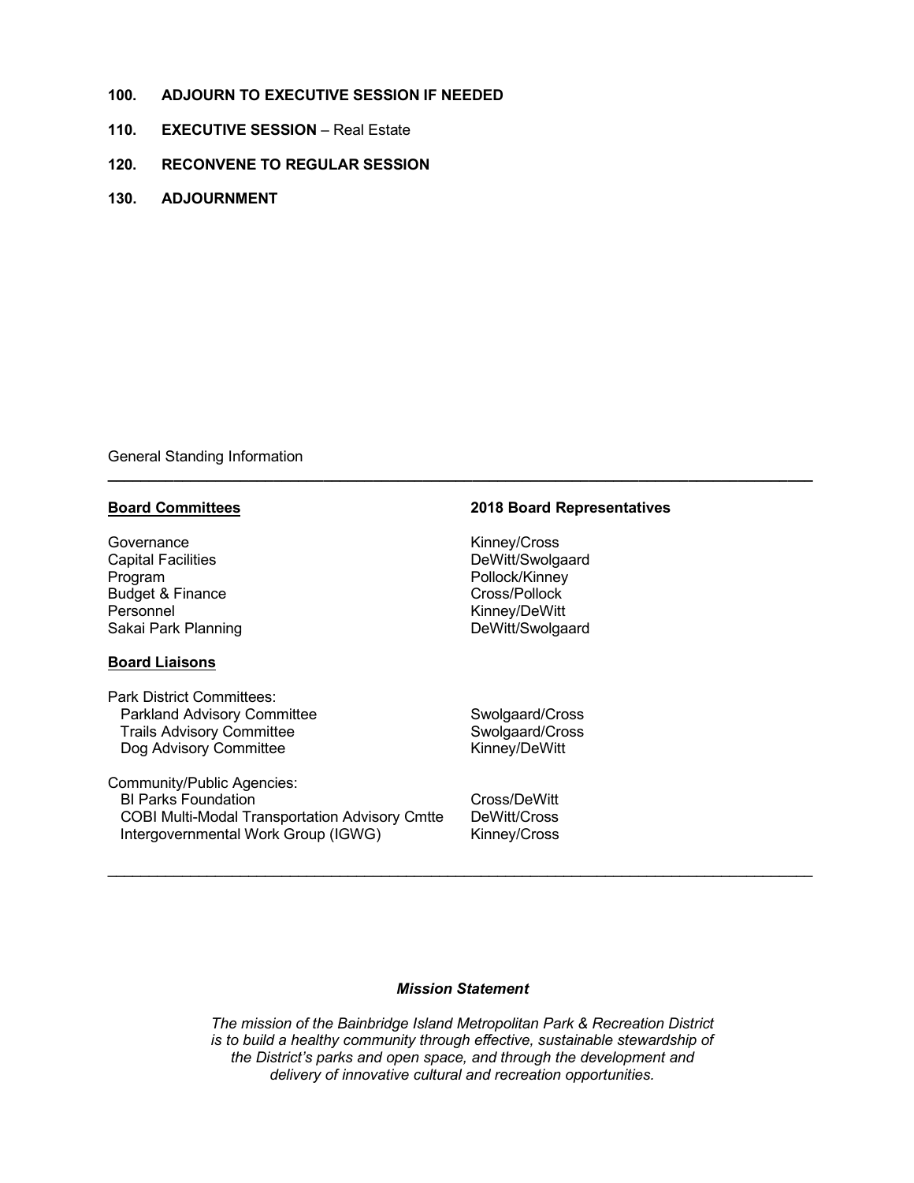**100. ADJOURN TO EXECUTIVE SESSION IF NEEDED**

**110. EXECUTIVE SESSION** – Real Estate

**120. RECONVENE TO REGULAR SESSION**

**130. ADJOURNMENT**

General Standing Information

---

| **Board Committees** | **2018 Board Representatives** |
|---|---|
| Governance | Kinney/Cross |
| Capital Facilities | DeWitt/Swolgaard |
| Program | Pollock/Kinney |
| Budget & Finance | Cross/Pollock |
| Personnel | Kinney/DeWitt |
| Sakai Park Planning | DeWitt/Swolgaard |

**Board Liaisons**

| | |
|---|---|
| Park District Committees: | |
| Parkland Advisory Committee | Swolgaard/Cross |
| Trails Advisory Committee | Swolgaard/Cross |
| Dog Advisory Committee | Kinney/DeWitt |
| Community/Public Agencies: | |
| BI Parks Foundation | Cross/DeWitt |
| COBI Multi-Modal Transportation Advisory Cmtte | DeWitt/Cross |
| Intergovernmental Work Group (IGWG) | Kinney/Cross |

---

***Mission Statement***

*The mission of the Bainbridge Island Metropolitan Park & Recreation District is to build a healthy community through effective, sustainable stewardship of the District's parks and open space, and through the development and delivery of innovative cultural and recreation opportunities.*